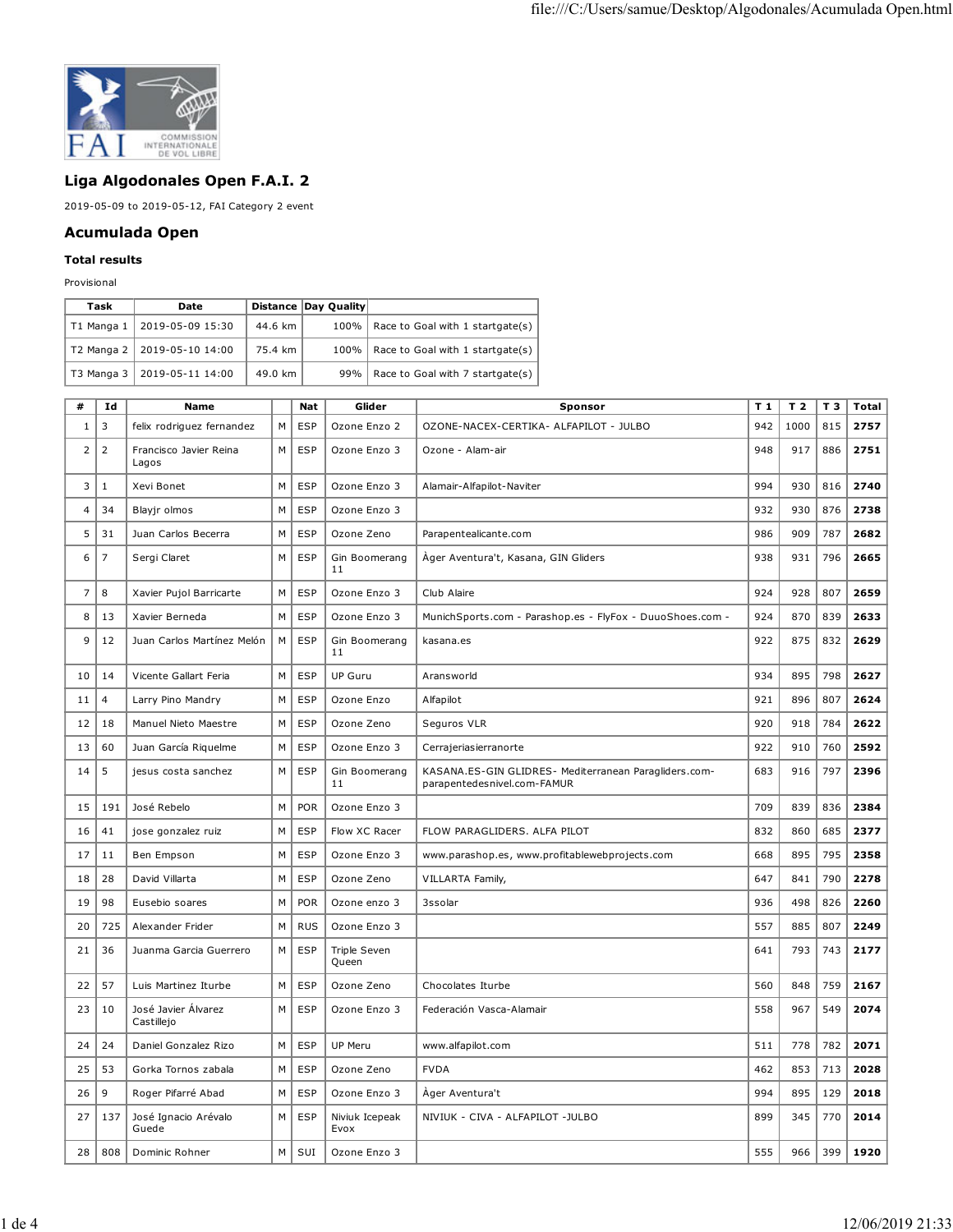## Liga Algodonales Open F.A.I. 2

2019-05-09 to 2019-05-12, FAI Category 2 event

## Acumulada Open

### Total results

Provisional

| Task | Date | Distance | Day Quality | |
|---|---|---|---|---|
| T1 Manga 1 | 2019-05-09 15:30 | 44.6 km | 100% | Race to Goal with 1 startgate(s) |
| T2 Manga 2 | 2019-05-10 14:00 | 75.4 km | 100% | Race to Goal with 1 startgate(s) |
| T3 Manga 3 | 2019-05-11 14:00 | 49.0 km | 99% | Race to Goal with 7 startgate(s) |

| # | Id | Name | | Nat | Glider | Sponsor | T 1 | T 2 | T 3 | Total |
|---|---|---|---|---|---|---|---|---|---|---|
| 1 | 3 | felix rodriguez fernandez | M | ESP | Ozone Enzo 2 | OZONE-NACEX-CERTIKA- ALFAPILOT - JULBO | 942 | 1000 | 815 | **2757** |
| 2 | 2 | Francisco Javier Reina Lagos | M | ESP | Ozone Enzo 3 | Ozone - Alam-air | 948 | 917 | 886 | **2751** |
| 3 | 1 | Xevi Bonet | M | ESP | Ozone Enzo 3 | Alamair-Alfapilot-Naviter | 994 | 930 | 816 | **2740** |
| 4 | 34 | Blayjr olmos | M | ESP | Ozone Enzo 3 | | 932 | 930 | 876 | **2738** |
| 5 | 31 | Juan Carlos Becerra | M | ESP | Ozone Zeno | Parapentealicante.com | 986 | 909 | 787 | **2682** |
| 6 | 7 | Sergi Claret | M | ESP | Gin Boomerang 11 | Àger Aventura't, Kasana, GIN Gliders | 938 | 931 | 796 | **2665** |
| 7 | 8 | Xavier Pujol Barricarte | M | ESP | Ozone Enzo 3 | Club Alaire | 924 | 928 | 807 | **2659** |
| 8 | 13 | Xavier Berneda | M | ESP | Ozone Enzo 3 | MunichSports.com - Parashop.es - FlyFox - DuuoShoes.com - | 924 | 870 | 839 | **2633** |
| 9 | 12 | Juan Carlos Martínez Melón | M | ESP | Gin Boomerang 11 | kasana.es | 922 | 875 | 832 | **2629** |
| 10 | 14 | Vicente Gallart Feria | M | ESP | UP Guru | Aransworld | 934 | 895 | 798 | **2627** |
| 11 | 4 | Larry Pino Mandry | M | ESP | Ozone Enzo | Alfapilot | 921 | 896 | 807 | **2624** |
| 12 | 18 | Manuel Nieto Maestre | M | ESP | Ozone Zeno | Seguros VLR | 920 | 918 | 784 | **2622** |
| 13 | 60 | Juan García Riquelme | M | ESP | Ozone Enzo 3 | Cerrajeriasierranorte | 922 | 910 | 760 | **2592** |
| 14 | 5 | jesus costa sanchez | M | ESP | Gin Boomerang 11 | KASANA.ES-GIN GLIDRES- Mediterranean Paragliders.com-parapentedesnivel.com-FAMUR | 683 | 916 | 797 | **2396** |
| 15 | 191 | José Rebelo | M | POR | Ozone Enzo 3 | | 709 | 839 | 836 | **2384** |
| 16 | 41 | jose gonzalez ruiz | M | ESP | Flow XC Racer | FLOW PARAGLIDERS. ALFA PILOT | 832 | 860 | 685 | **2377** |
| 17 | 11 | Ben Empson | M | ESP | Ozone Enzo 3 | www.parashop.es, www.profitablewebprojects.com | 668 | 895 | 795 | **2358** |
| 18 | 28 | David Villarta | M | ESP | Ozone Zeno | VILLARTA Family, | 647 | 841 | 790 | **2278** |
| 19 | 98 | Eusebio soares | M | POR | Ozone enzo 3 | 3ssolar | 936 | 498 | 826 | **2260** |
| 20 | 725 | Alexander Frider | M | RUS | Ozone Enzo 3 | | 557 | 885 | 807 | **2249** |
| 21 | 36 | Juanma Garcia Guerrero | M | ESP | Triple Seven Queen | | 641 | 793 | 743 | **2177** |
| 22 | 57 | Luis Martinez Iturbe | M | ESP | Ozone Zeno | Chocolates Iturbe | 560 | 848 | 759 | **2167** |
| 23 | 10 | José Javier Álvarez Castillejo | M | ESP | Ozone Enzo 3 | Federación Vasca-Alamair | 558 | 967 | 549 | **2074** |
| 24 | 24 | Daniel Gonzalez Rizo | M | ESP | UP Meru | www.alfapilot.com | 511 | 778 | 782 | **2071** |
| 25 | 53 | Gorka Tornos zabala | M | ESP | Ozone Zeno | FVDA | 462 | 853 | 713 | **2028** |
| 26 | 9 | Roger Pifarré Abad | M | ESP | Ozone Enzo 3 | Àger Aventura't | 994 | 895 | 129 | **2018** |
| 27 | 137 | José Ignacio Arévalo Guede | M | ESP | Niviuk Icepeak Evox | NIVIUK - CIVA - ALFAPILOT -JULBO | 899 | 345 | 770 | **2014** |
| 28 | 808 | Dominic Rohner | M | SUI | Ozone Enzo 3 | | 555 | 966 | 399 | **1920** |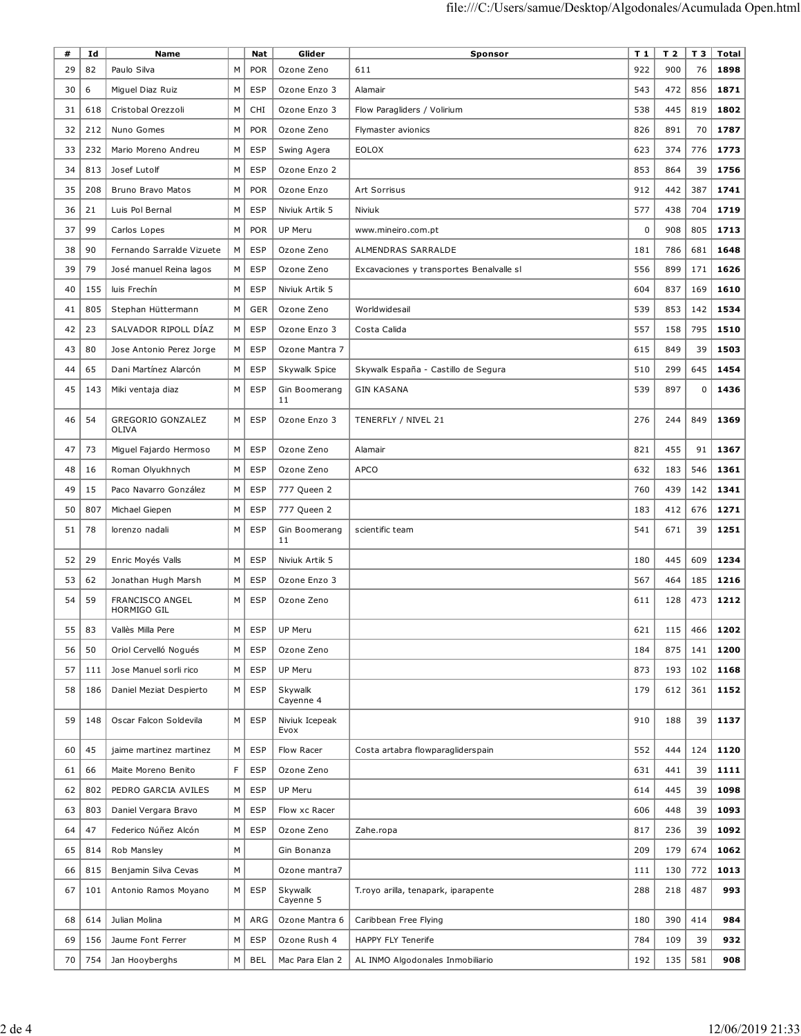| # | Id | Name | | Nat | Glider | Sponsor | T 1 | T 2 | T 3 | Total |
|---|---|---|---|---|---|---|---|---|---|---|
| 29 | 82 | Paulo Silva | M | POR | Ozone Zeno | 611 | 922 | 900 | 76 | **1898** |
| 30 | 6 | Miguel Diaz Ruiz | M | ESP | Ozone Enzo 3 | Alamair | 543 | 472 | 856 | **1871** |
| 31 | 618 | Cristobal Orezzoli | M | CHI | Ozone Enzo 3 | Flow Paragliders / Volirium | 538 | 445 | 819 | **1802** |
| 32 | 212 | Nuno Gomes | M | POR | Ozone Zeno | Flymaster avionics | 826 | 891 | 70 | **1787** |
| 33 | 232 | Mario Moreno Andreu | M | ESP | Swing Agera | EOLOX | 623 | 374 | 776 | **1773** |
| 34 | 813 | Josef Lutolf | M | ESP | Ozone Enzo 2 | | 853 | 864 | 39 | **1756** |
| 35 | 208 | Bruno Bravo Matos | M | POR | Ozone Enzo | Art Sorrisus | 912 | 442 | 387 | **1741** |
| 36 | 21 | Luis Pol Bernal | M | ESP | Niviuk Artik 5 | Niviuk | 577 | 438 | 704 | **1719** |
| 37 | 99 | Carlos Lopes | M | POR | UP Meru | www.mineiro.com.pt | 0 | 908 | 805 | **1713** |
| 38 | 90 | Fernando Sarralde Vizuete | M | ESP | Ozone Zeno | ALMENDRAS SARRALDE | 181 | 786 | 681 | **1648** |
| 39 | 79 | José manuel Reina lagos | M | ESP | Ozone Zeno | Excavaciones y transportes Benalvalle sl | 556 | 899 | 171 | **1626** |
| 40 | 155 | luis Frechín | M | ESP | Niviuk Artik 5 | | 604 | 837 | 169 | **1610** |
| 41 | 805 | Stephan Hüttermann | M | GER | Ozone Zeno | Worldwidesail | 539 | 853 | 142 | **1534** |
| 42 | 23 | SALVADOR RIPOLL DÍAZ | M | ESP | Ozone Enzo 3 | Costa Calida | 557 | 158 | 795 | **1510** |
| 43 | 80 | Jose Antonio Perez Jorge | M | ESP | Ozone Mantra 7 | | 615 | 849 | 39 | **1503** |
| 44 | 65 | Dani Martínez Alarcón | M | ESP | Skywalk Spice | Skywalk España - Castillo de Segura | 510 | 299 | 645 | **1454** |
| 45 | 143 | Miki ventaja diaz | M | ESP | Gin Boomerang 11 | GIN KASANA | 539 | 897 | 0 | **1436** |
| 46 | 54 | GREGORIO GONZALEZ OLIVA | M | ESP | Ozone Enzo 3 | TENERFLY / NIVEL 21 | 276 | 244 | 849 | **1369** |
| 47 | 73 | Miguel Fajardo Hermoso | M | ESP | Ozone Zeno | Alamair | 821 | 455 | 91 | **1367** |
| 48 | 16 | Roman Olyukhnych | M | ESP | Ozone Zeno | APCO | 632 | 183 | 546 | **1361** |
| 49 | 15 | Paco Navarro González | M | ESP | 777 Queen 2 | | 760 | 439 | 142 | **1341** |
| 50 | 807 | Michael Giepen | M | ESP | 777 Queen 2 | | 183 | 412 | 676 | **1271** |
| 51 | 78 | lorenzo nadali | M | ESP | Gin Boomerang 11 | scientific team | 541 | 671 | 39 | **1251** |
| 52 | 29 | Enric Moyés Valls | M | ESP | Niviuk Artik 5 | | 180 | 445 | 609 | **1234** |
| 53 | 62 | Jonathan Hugh Marsh | M | ESP | Ozone Enzo 3 | | 567 | 464 | 185 | **1216** |
| 54 | 59 | FRANCISCO ANGEL HORMIGO GIL | M | ESP | Ozone Zeno | | 611 | 128 | 473 | **1212** |
| 55 | 83 | Vallès Milla Pere | M | ESP | UP Meru | | 621 | 115 | 466 | **1202** |
| 56 | 50 | Oriol Cervelló Nogués | M | ESP | Ozone Zeno | | 184 | 875 | 141 | **1200** |
| 57 | 111 | Jose Manuel sorli rico | M | ESP | UP Meru | | 873 | 193 | 102 | **1168** |
| 58 | 186 | Daniel Meziat Despierto | M | ESP | Skywalk Cayenne 4 | | 179 | 612 | 361 | **1152** |
| 59 | 148 | Oscar Falcon Soldevila | M | ESP | Niviuk Icepeak Evox | | 910 | 188 | 39 | **1137** |
| 60 | 45 | jaime martinez martinez | M | ESP | Flow Racer | Costa artabra flowparagliderspain | 552 | 444 | 124 | **1120** |
| 61 | 66 | Maite Moreno Benito | F | ESP | Ozone Zeno | | 631 | 441 | 39 | **1111** |
| 62 | 802 | PEDRO GARCIA AVILES | M | ESP | UP Meru | | 614 | 445 | 39 | **1098** |
| 63 | 803 | Daniel Vergara Bravo | M | ESP | Flow xc Racer | | 606 | 448 | 39 | **1093** |
| 64 | 47 | Federico Núñez Alcón | M | ESP | Ozone Zeno | Zahe.ropa | 817 | 236 | 39 | **1092** |
| 65 | 814 | Rob Mansley | M | | Gin Bonanza | | 209 | 179 | 674 | **1062** |
| 66 | 815 | Benjamin Silva Cevas | M | | Ozone mantra7 | | 111 | 130 | 772 | **1013** |
| 67 | 101 | Antonio Ramos Moyano | M | ESP | Skywalk Cayenne 5 | T.royo arilla, tenapark, iparapente | 288 | 218 | 487 | **993** |
| 68 | 614 | Julian Molina | M | ARG | Ozone Mantra 6 | Caribbean Free Flying | 180 | 390 | 414 | **984** |
| 69 | 156 | Jaume Font Ferrer | M | ESP | Ozone Rush 4 | HAPPY FLY Tenerife | 784 | 109 | 39 | **932** |
| 70 | 754 | Jan Hooyberghs | M | BEL | Mac Para Elan 2 | AL INMO Algodonales Inmobiliario | 192 | 135 | 581 | **908** |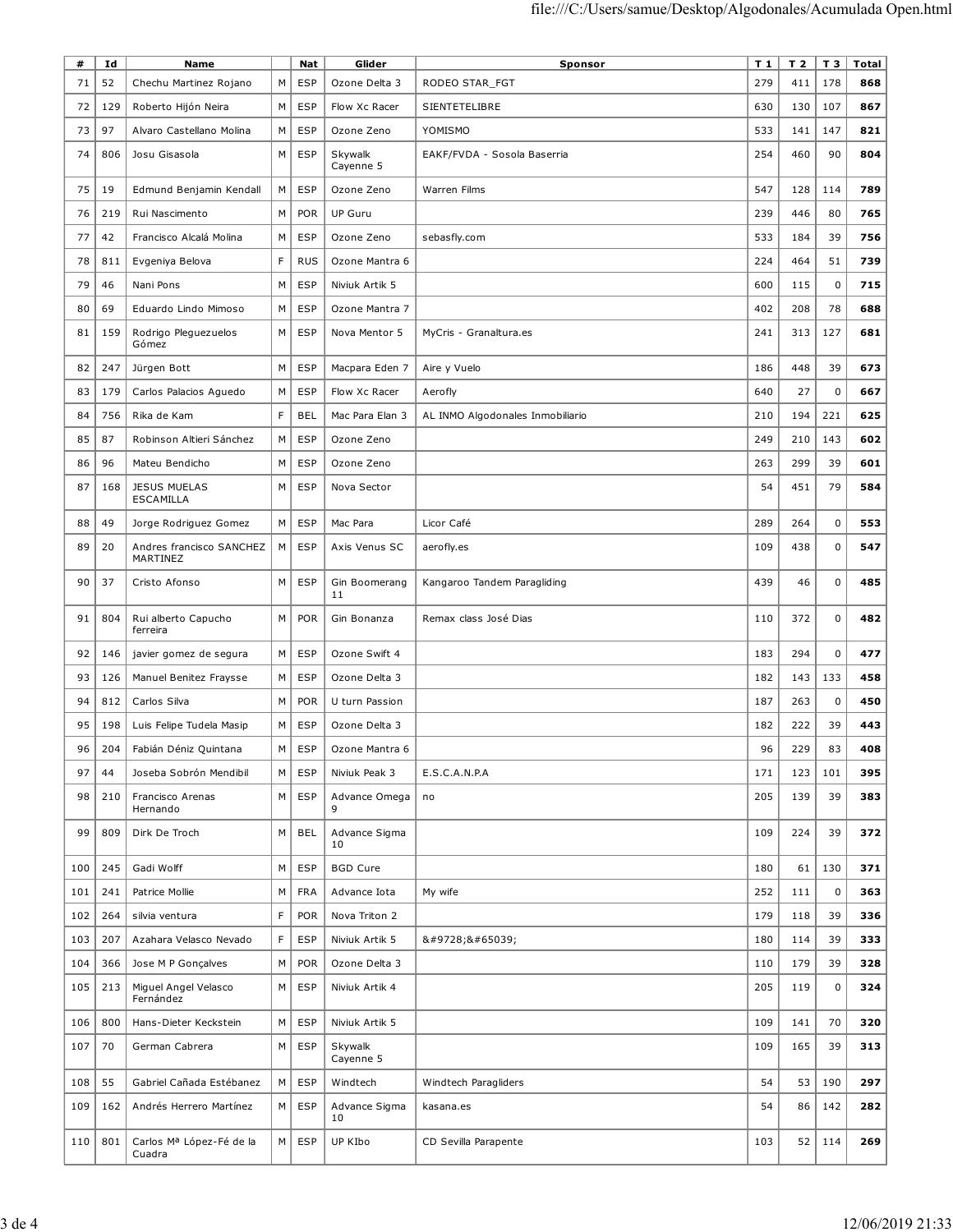| # | Id | Name | | Nat | Glider | Sponsor | T 1 | T 2 | T 3 | Total |
|---|---|---|---|---|---|---|---|---|---|---|
| 71 | 52 | Chechu Martinez Rojano | M | ESP | Ozone Delta 3 | RODEO STAR_FGT | 279 | 411 | 178 | **868** |
| 72 | 129 | Roberto Hijón Neira | M | ESP | Flow Xc Racer | SIENTETELIBRE | 630 | 130 | 107 | **867** |
| 73 | 97 | Alvaro Castellano Molina | M | ESP | Ozone Zeno | YOMISMO | 533 | 141 | 147 | **821** |
| 74 | 806 | Josu Gisasola | M | ESP | Skywalk Cayenne 5 | EAKF/FVDA - Sosola Baserria | 254 | 460 | 90 | **804** |
| 75 | 19 | Edmund Benjamin Kendall | M | ESP | Ozone Zeno | Warren Films | 547 | 128 | 114 | **789** |
| 76 | 219 | Rui Nascimento | M | POR | UP Guru | | 239 | 446 | 80 | **765** |
| 77 | 42 | Francisco Alcalá Molina | M | ESP | Ozone Zeno | sebasfly.com | 533 | 184 | 39 | **756** |
| 78 | 811 | Evgeniya Belova | F | RUS | Ozone Mantra 6 | | 224 | 464 | 51 | **739** |
| 79 | 46 | Nani Pons | M | ESP | Niviuk Artik 5 | | 600 | 115 | 0 | **715** |
| 80 | 69 | Eduardo Lindo Mimoso | M | ESP | Ozone Mantra 7 | | 402 | 208 | 78 | **688** |
| 81 | 159 | Rodrigo Pleguezuelos Gómez | M | ESP | Nova Mentor 5 | MyCris - Granaltura.es | 241 | 313 | 127 | **681** |
| 82 | 247 | Jürgen Bott | M | ESP | Macpara Eden 7 | Aire y Vuelo | 186 | 448 | 39 | **673** |
| 83 | 179 | Carlos Palacios Aguedo | M | ESP | Flow Xc Racer | Aerofly | 640 | 27 | 0 | **667** |
| 84 | 756 | Rika de Kam | F | BEL | Mac Para Elan 3 | AL INMO Algodonales Inmobiliario | 210 | 194 | 221 | **625** |
| 85 | 87 | Robinson Altieri Sánchez | M | ESP | Ozone Zeno | | 249 | 210 | 143 | **602** |
| 86 | 96 | Mateu Bendicho | M | ESP | Ozone Zeno | | 263 | 299 | 39 | **601** |
| 87 | 168 | JESUS MUELAS ESCAMILLA | M | ESP | Nova Sector | | 54 | 451 | 79 | **584** |
| 88 | 49 | Jorge Rodriguez Gomez | M | ESP | Mac Para | Licor Café | 289 | 264 | 0 | **553** |
| 89 | 20 | Andres francisco SANCHEZ MARTINEZ | M | ESP | Axis Venus SC | aerofly.es | 109 | 438 | 0 | **547** |
| 90 | 37 | Cristo Afonso | M | ESP | Gin Boomerang 11 | Kangaroo Tandem Paragliding | 439 | 46 | 0 | **485** |
| 91 | 804 | Rui alberto Capucho ferreira | M | POR | Gin Bonanza | Remax class José Dias | 110 | 372 | 0 | **482** |
| 92 | 146 | javier gomez de segura | M | ESP | Ozone Swift 4 | | 183 | 294 | 0 | **477** |
| 93 | 126 | Manuel Benitez Fraysse | M | ESP | Ozone Delta 3 | | 182 | 143 | 133 | **458** |
| 94 | 812 | Carlos Silva | M | POR | U turn Passion | | 187 | 263 | 0 | **450** |
| 95 | 198 | Luis Felipe Tudela Masip | M | ESP | Ozone Delta 3 | | 182 | 222 | 39 | **443** |
| 96 | 204 | Fabián Déniz Quintana | M | ESP | Ozone Mantra 6 | | 96 | 229 | 83 | **408** |
| 97 | 44 | Joseba Sobrón Mendibil | M | ESP | Niviuk Peak 3 | E.S.C.A.N.P.A | 171 | 123 | 101 | **395** |
| 98 | 210 | Francisco Arenas Hernando | M | ESP | Advance Omega 9 | no | 205 | 139 | 39 | **383** |
| 99 | 809 | Dirk De Troch | M | BEL | Advance Sigma 10 | | 109 | 224 | 39 | **372** |
| 100 | 245 | Gadi Wolff | M | ESP | BGD Cure | | 180 | 61 | 130 | **371** |
| 101 | 241 | Patrice Mollie | M | FRA | Advance Iota | My wife | 252 | 111 | 0 | **363** |
| 102 | 264 | silvia ventura | F | POR | Nova Triton 2 | | 179 | 118 | 39 | **336** |
| 103 | 207 | Azahara Velasco Nevado | F | ESP | Niviuk Artik 5 | &#9728;&#65039; | 180 | 114 | 39 | **333** |
| 104 | 366 | Jose M P Gonçalves | M | POR | Ozone Delta 3 | | 110 | 179 | 39 | **328** |
| 105 | 213 | Miguel Angel Velasco Fernández | M | ESP | Niviuk Artik 4 | | 205 | 119 | 0 | **324** |
| 106 | 800 | Hans-Dieter Keckstein | M | ESP | Niviuk Artik 5 | | 109 | 141 | 70 | **320** |
| 107 | 70 | German Cabrera | M | ESP | Skywalk Cayenne 5 | | 109 | 165 | 39 | **313** |
| 108 | 55 | Gabriel Cañada Estébanez | M | ESP | Windtech | Windtech Paragliders | 54 | 53 | 190 | **297** |
| 109 | 162 | Andrés Herrero Martínez | M | ESP | Advance Sigma 10 | kasana.es | 54 | 86 | 142 | **282** |
| 110 | 801 | Carlos Mª López-Fé de la Cuadra | M | ESP | UP KIbo | CD Sevilla Parapente | 103 | 52 | 114 | **269** |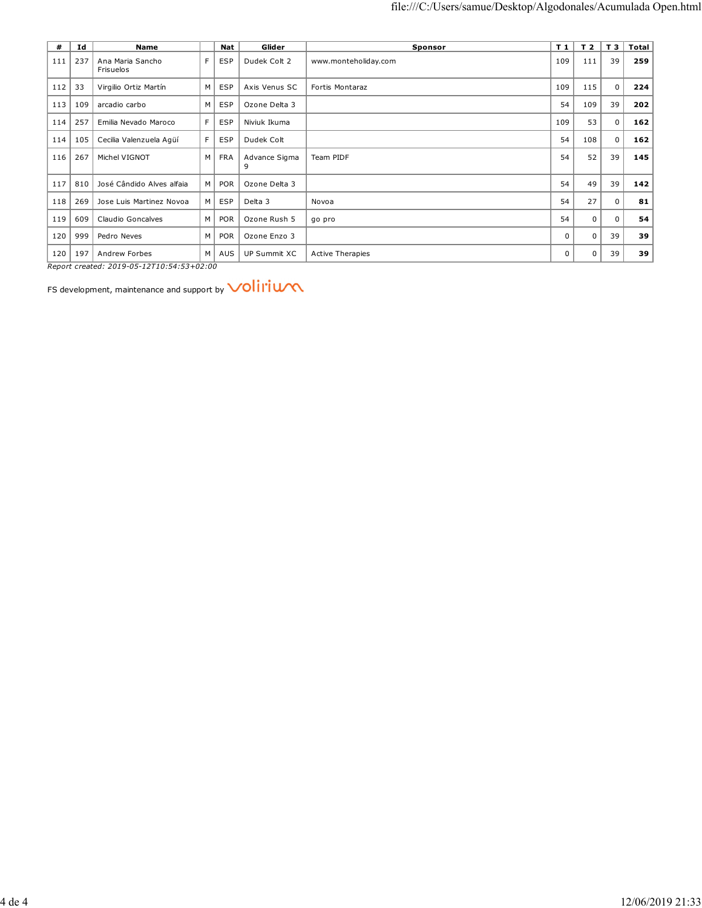| # | Id | Name | | Nat | Glider | Sponsor | T 1 | T 2 | T 3 | Total |
|---|---|---|---|---|---|---|---|---|---|---|
| 111 | 237 | Ana Maria Sancho Frisuelos | F | ESP | Dudek Colt 2 | www.monteholiday.com | 109 | 111 | 39 | **259** |
| 112 | 33 | Virgilio Ortiz Martín | M | ESP | Axis Venus SC | Fortis Montaraz | 109 | 115 | 0 | **224** |
| 113 | 109 | arcadio carbo | M | ESP | Ozone Delta 3 | | 54 | 109 | 39 | **202** |
| 114 | 257 | Emilia Nevado Maroco | F | ESP | Niviuk Ikuma | | 109 | 53 | 0 | **162** |
| 114 | 105 | Cecilia Valenzuela Agüí | F | ESP | Dudek Colt | | 54 | 108 | 0 | **162** |
| 116 | 267 | Michel VIGNOT | M | FRA | Advance Sigma 9 | Team PIDF | 54 | 52 | 39 | **145** |
| 117 | 810 | José Cândido Alves alfaia | M | POR | Ozone Delta 3 | | 54 | 49 | 39 | **142** |
| 118 | 269 | Jose Luis Martinez Novoa | M | ESP | Delta 3 | Novoa | 54 | 27 | 0 | **81** |
| 119 | 609 | Claudio Goncalves | M | POR | Ozone Rush 5 | go pro | 54 | 0 | 0 | **54** |
| 120 | 999 | Pedro Neves | M | POR | Ozone Enzo 3 | | 0 | 0 | 39 | **39** |
| 120 | 197 | Andrew Forbes | M | AUS | UP Summit XC | Active Therapies | 0 | 0 | 39 | **39** |

*Report created: 2019-05-12T10:54:53+02:00*

FS development, maintenance and support by volirium